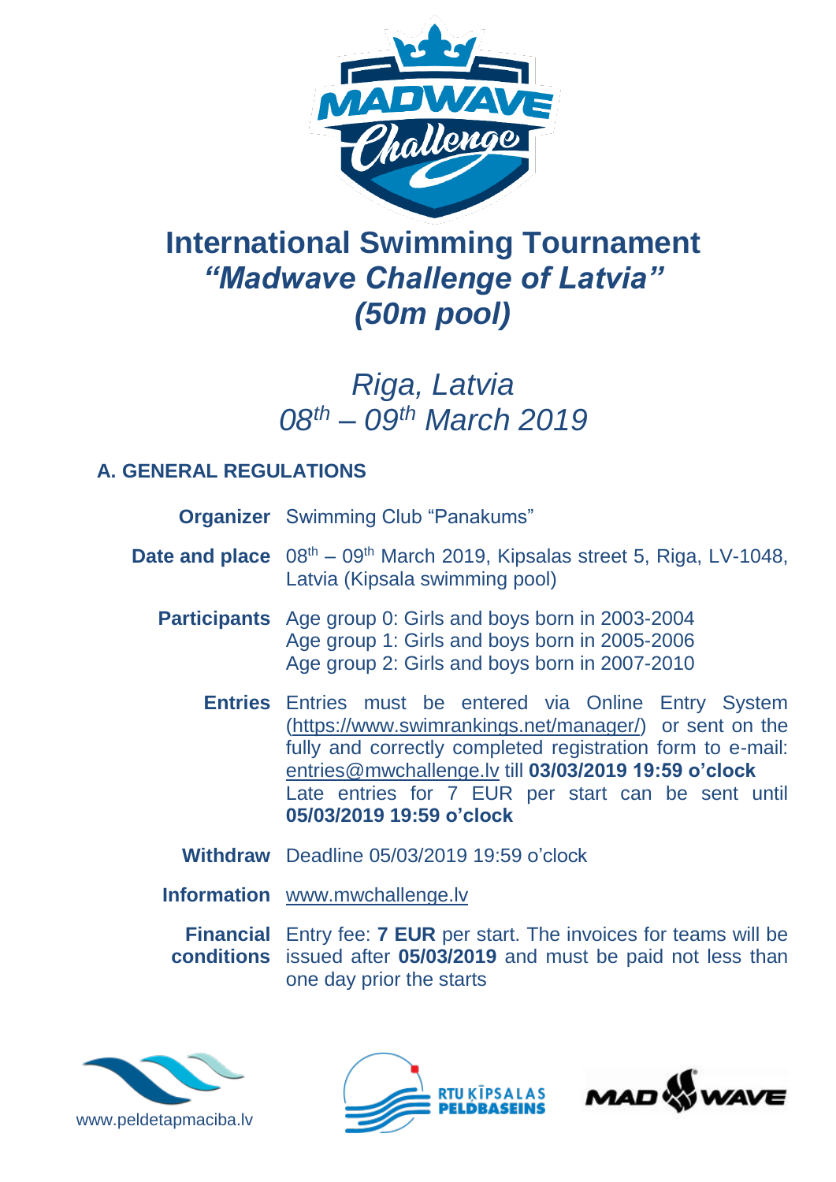# International Swimming Tournament
# *"Madwave Challenge of Latvia"*
# *(50m pool)*

*Riga, Latvia*
*08th – 09th March 2019*

## A. GENERAL REGULATIONS

| | |
|---|---|
| **Organizer** | Swimming Club "Panakums" |
| **Date and place** | 08th – 09th March 2019, Kipsalas street 5, Riga, LV-1048, Latvia (Kipsala swimming pool) |
| **Participants** | Age group 0: Girls and boys born in 2003-2004<br>Age group 1: Girls and boys born in 2005-2006<br>Age group 2: Girls and boys born in 2007-2010 |
| **Entries** | Entries must be entered via Online Entry System (https://www.swimrankings.net/manager/) or sent on the fully and correctly completed registration form to e-mail: entries@mwchallenge.lv till **03/03/2019 19:59 o'clock**<br>Late entries for 7 EUR per start can be sent until **05/03/2019 19:59 o'clock** |
| **Withdraw** | Deadline 05/03/2019 19:59 o'clock |
| **Information** | www.mwchallenge.lv |
| **Financial conditions** | Entry fee: **7 EUR** per start. The invoices for teams will be issued after **05/03/2019** and must be paid not less than one day prior the starts |

www.peldetapmaciba.lv

RTU KĪPSALAS PELDBASEINS

MAD WAVE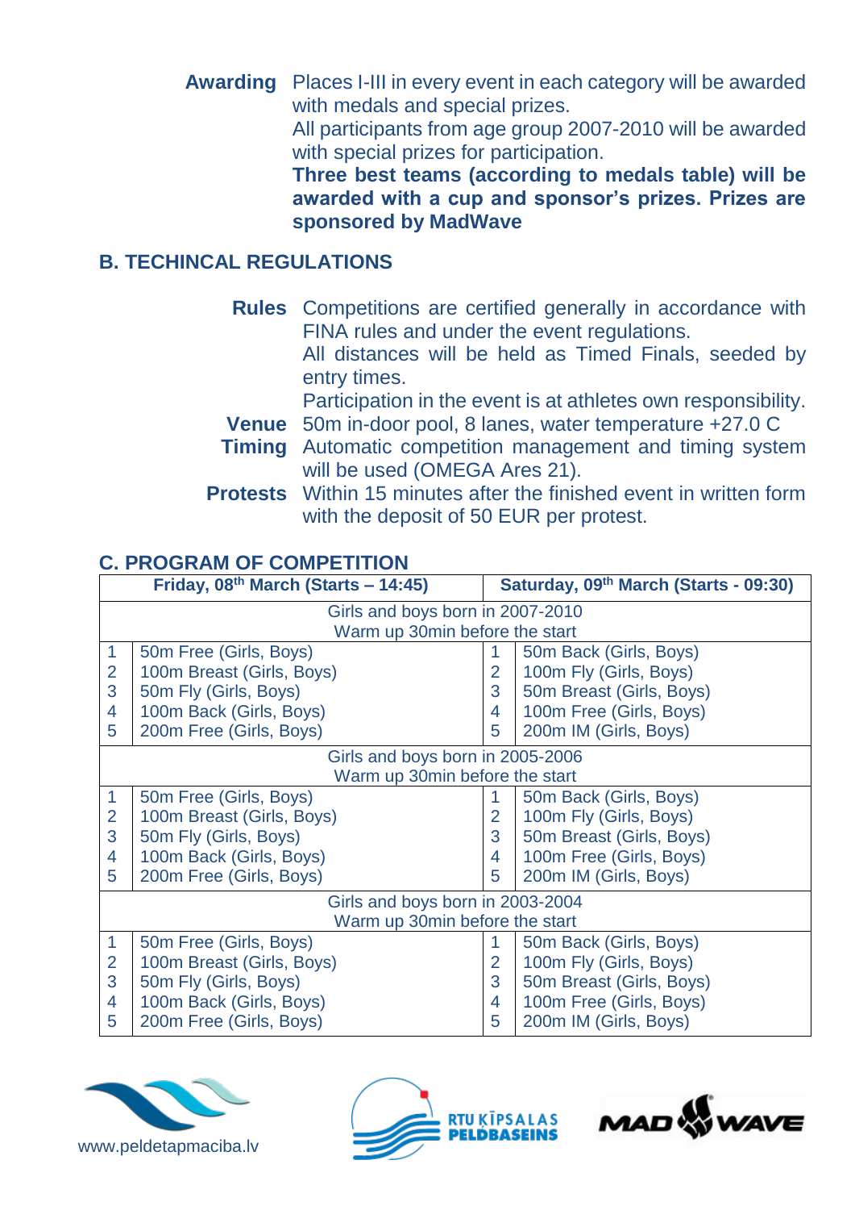**Awarding** Places I-III in every event in each category will be awarded with medals and special prizes.
All participants from age group 2007-2010 will be awarded with special prizes for participation.
**Three best teams (according to medals table) will be awarded with a cup and sponsor's prizes. Prizes are sponsored by MadWave**

## B. TECHINCAL REGULATIONS

**Rules** Competitions are certified generally in accordance with FINA rules and under the event regulations.
All distances will be held as Timed Finals, seeded by entry times.
Participation in the event is at athletes own responsibility.

**Venue** 50m in-door pool, 8 lanes, water temperature +27.0 C

**Timing** Automatic competition management and timing system will be used (OMEGA Ares 21).

**Protests** Within 15 minutes after the finished event in written form with the deposit of 50 EUR per protest.

## C. PROGRAM OF COMPETITION

| Friday, 08th March (Starts – 14:45) | | Saturday, 09th March (Starts - 09:30) | |
|---|---|---|---|
| Girls and boys born in 2007-2010 Warm up 30min before the start | | | |
| 1 | 50m Free (Girls, Boys) | 1 | 50m Back (Girls, Boys) |
| 2 | 100m Breast (Girls, Boys) | 2 | 100m Fly (Girls, Boys) |
| 3 | 50m Fly (Girls, Boys) | 3 | 50m Breast (Girls, Boys) |
| 4 | 100m Back (Girls, Boys) | 4 | 100m Free (Girls, Boys) |
| 5 | 200m Free (Girls, Boys) | 5 | 200m IM (Girls, Boys) |
| Girls and boys born in 2005-2006 Warm up 30min before the start | | | |
| 1 | 50m Free (Girls, Boys) | 1 | 50m Back (Girls, Boys) |
| 2 | 100m Breast (Girls, Boys) | 2 | 100m Fly (Girls, Boys) |
| 3 | 50m Fly (Girls, Boys) | 3 | 50m Breast (Girls, Boys) |
| 4 | 100m Back (Girls, Boys) | 4 | 100m Free (Girls, Boys) |
| 5 | 200m Free (Girls, Boys) | 5 | 200m IM (Girls, Boys) |
| Girls and boys born in 2003-2004 Warm up 30min before the start | | | |
| 1 | 50m Free (Girls, Boys) | 1 | 50m Back (Girls, Boys) |
| 2 | 100m Breast (Girls, Boys) | 2 | 100m Fly (Girls, Boys) |
| 3 | 50m Fly (Girls, Boys) | 3 | 50m Breast (Girls, Boys) |
| 4 | 100m Back (Girls, Boys) | 4 | 100m Free (Girls, Boys) |
| 5 | 200m Free (Girls, Boys) | 5 | 200m IM (Girls, Boys) |

www.peldetapmaciba.lv

RTU KĪPSALAS PELDBASEINS

MAD WAVE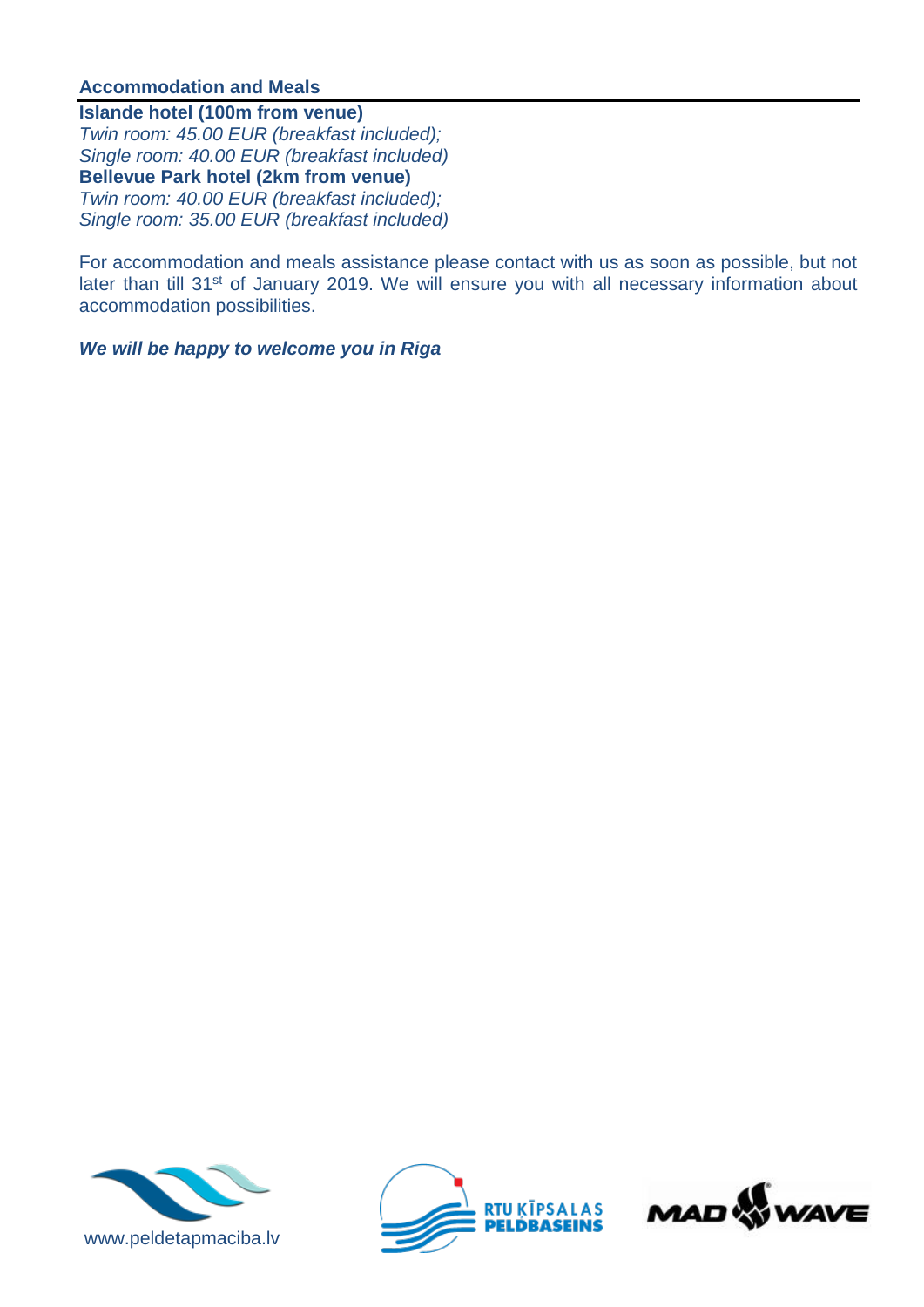## Accommodation and Meals

**Islande hotel (100m from venue)**
*Twin room: 45.00 EUR (breakfast included);*
*Single room: 40.00 EUR (breakfast included)*
**Bellevue Park hotel (2km from venue)**
*Twin room: 40.00 EUR (breakfast included);*
*Single room: 35.00 EUR (breakfast included)*

For accommodation and meals assistance please contact with us as soon as possible, but not later than till 31st of January 2019. We will ensure you with all necessary information about accommodation possibilities.

***We will be happy to welcome you in Riga***

www.peldetapmaciba.lv

RTU ĶĪPSALAS PELDBASEINS

MAD WAVE